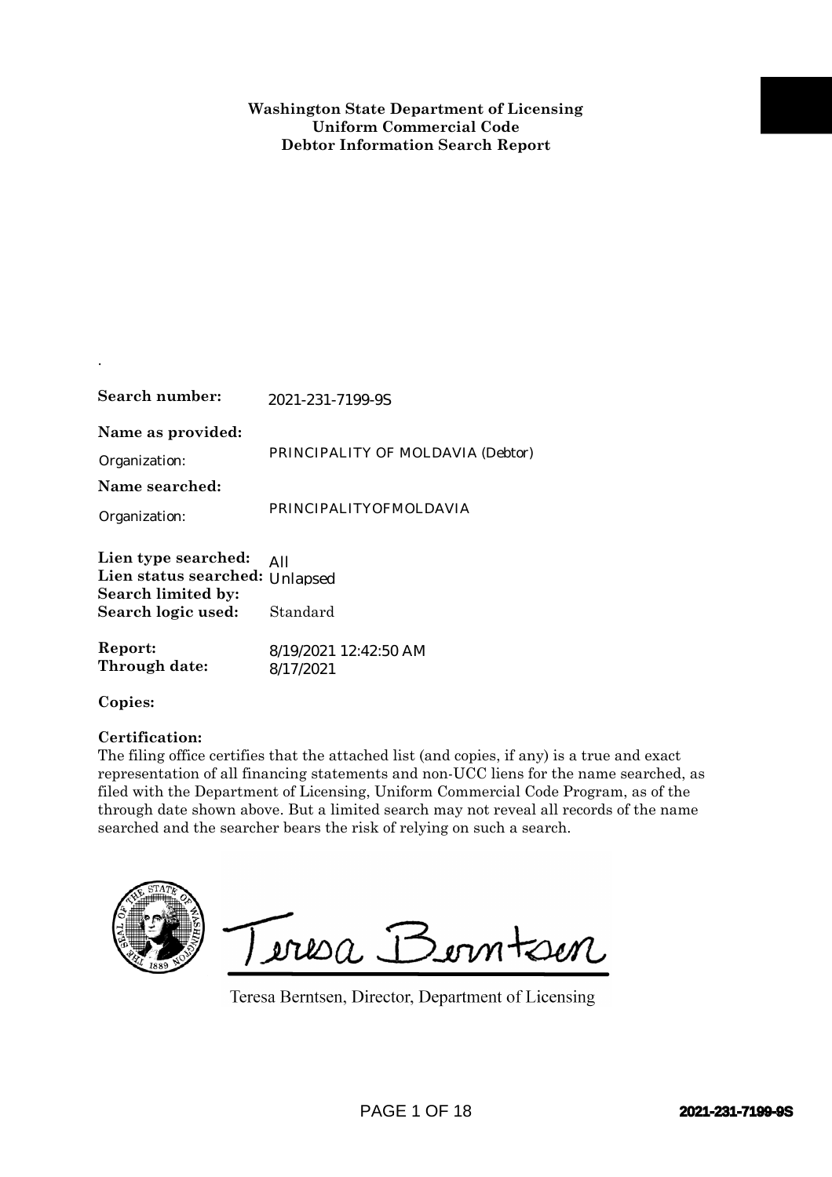**Washington State Department of Licensing**
**Uniform Commercial Code**
**Debtor Information Search Report**

.

**Search number:** 2021-231-7199-9S

**Name as provided:**

Organization: PRINCIPALITY OF MOLDAVIA (Debtor)

**Name searched:**

Organization: PRINCIPALITYOFMOLDAVIA

**Lien type searched:** All
**Lien status searched:** Unlapsed
**Search limited by:**
**Search logic used:** Standard

**Report:** 8/19/2021 12:42:50 AM
**Through date:** 8/17/2021

**Copies:**

**Certification:**
The filing office certifies that the attached list (and copies, if any) is a true and exact representation of all financing statements and non-UCC liens for the name searched, as filed with the Department of Licensing, Uniform Commercial Code Program, as of the through date shown above. But a limited search may not reveal all records of the name searched and the searcher bears the risk of relying on such a search.

Teresa Berntsen

Teresa Berntsen, Director, Department of Licensing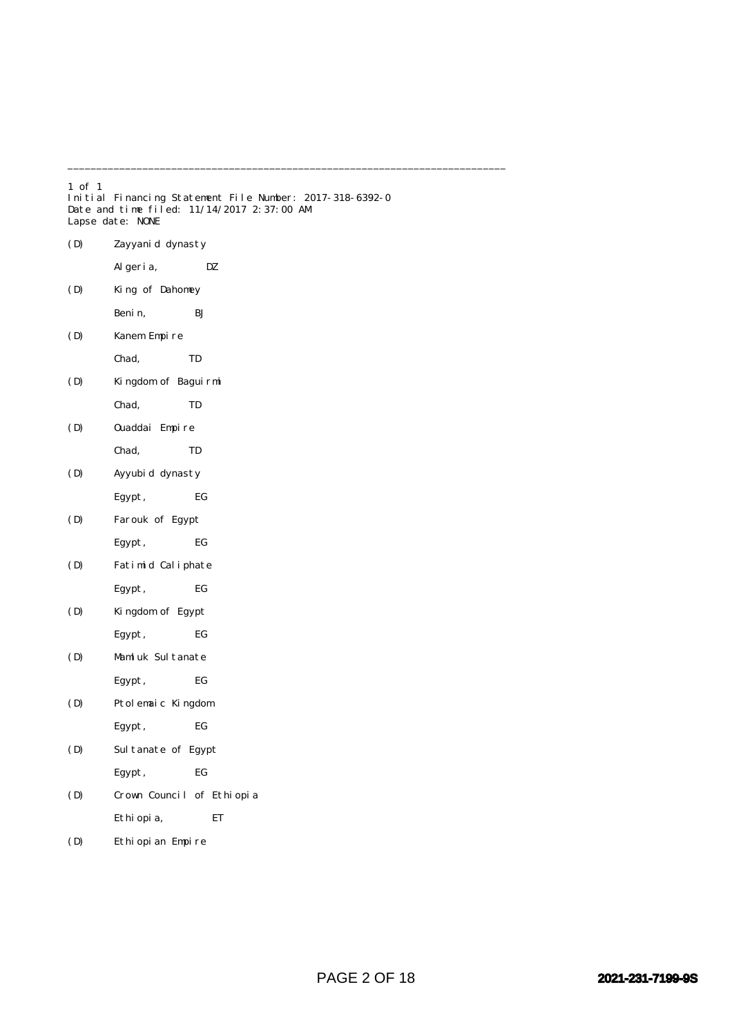1 of 1
Initial Financing Statement File Number: 2017-318-6392-0
Date and time filed: 11/14/2017 2:37:00 AM
Lapse date: NONE

(D) Zayyanid dynasty

Algeria, DZ

(D) King of Dahomey

Benin, BJ

(D) Kanem Empire

Chad, TD

(D) Kingdom of Baguirmi

Chad, TD

(D) Ouaddai Empire

Chad, TD

(D) Ayyubid dynasty

Egypt, EG

(D) Farouk of Egypt

Egypt, EG

(D) Fatimid Caliphate

Egypt, EG

(D) Kingdom of Egypt

Egypt, EG

(D) Mamluk Sultanate

Egypt, EG

(D) Ptolemaic Kingdom

Egypt, EG

(D) Sultanate of Egypt

Egypt, EG

(D) Crown Council of Ethiopia

Ethiopia, ET

(D) Ethiopian Empire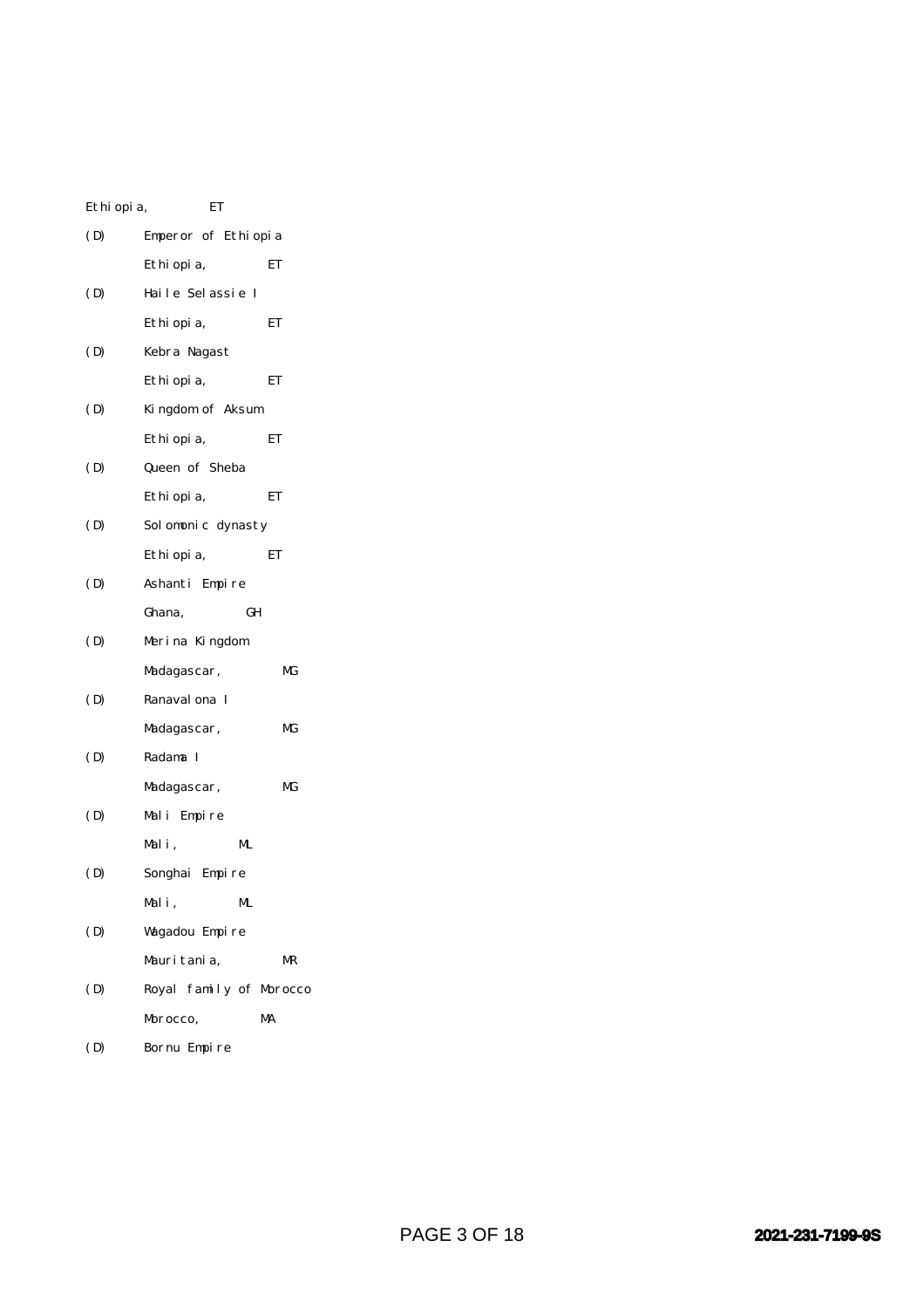Ethiopia, ET

(D) Emperor of Ethiopia

Ethiopia, ET

(D) Haile Selassie I

Ethiopia, ET

(D) Kebra Nagast

Ethiopia, ET

(D) Kingdom of Aksum

Ethiopia, ET

(D) Queen of Sheba

Ethiopia, ET

(D) Solomonic dynasty

Ethiopia, ET

(D) Ashanti Empire

Ghana, GH

(D) Merina Kingdom

Madagascar, MG

(D) Ranavalona I

Madagascar, MG

(D) Radama I

Madagascar, MG

(D) Mali Empire

Mali, ML

(D) Songhai Empire

Mali, ML

(D) Wagadou Empire

Mauritania, MR

(D) Royal family of Morocco

Morocco, MA

(D) Bornu Empire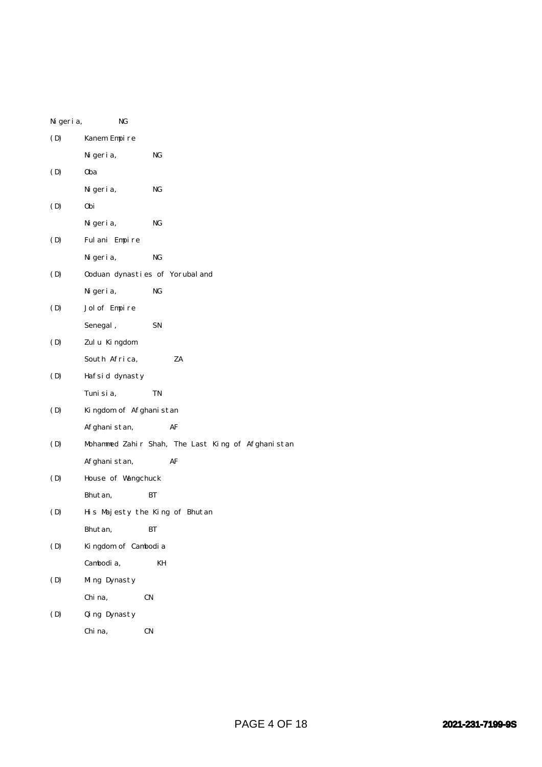Nigeria, NG

(D) Kanem Empire

Nigeria, NG

(D) Oba

Nigeria, NG

(D) Obi

Nigeria, NG

(D) Fulani Empire

Nigeria, NG

(D) Ooduan dynasties of Yorubaland

Nigeria, NG

(D) Jolof Empire

Senegal, SN

(D) Zulu Kingdom

South Africa, ZA

(D) Hafsid dynasty

Tunisia, TN

(D) Kingdom of Afghanistan

Afghanistan, AF

(D) Mohammed Zahir Shah, The Last King of Afghanistan

Afghanistan, AF

(D) House of Wangchuck

Bhutan, BT

(D) His Majesty the King of Bhutan

Bhutan, BT

(D) Kingdom of Cambodia

Cambodia, KH

(D) Ming Dynasty

China, CN

(D) Qing Dynasty

China, CN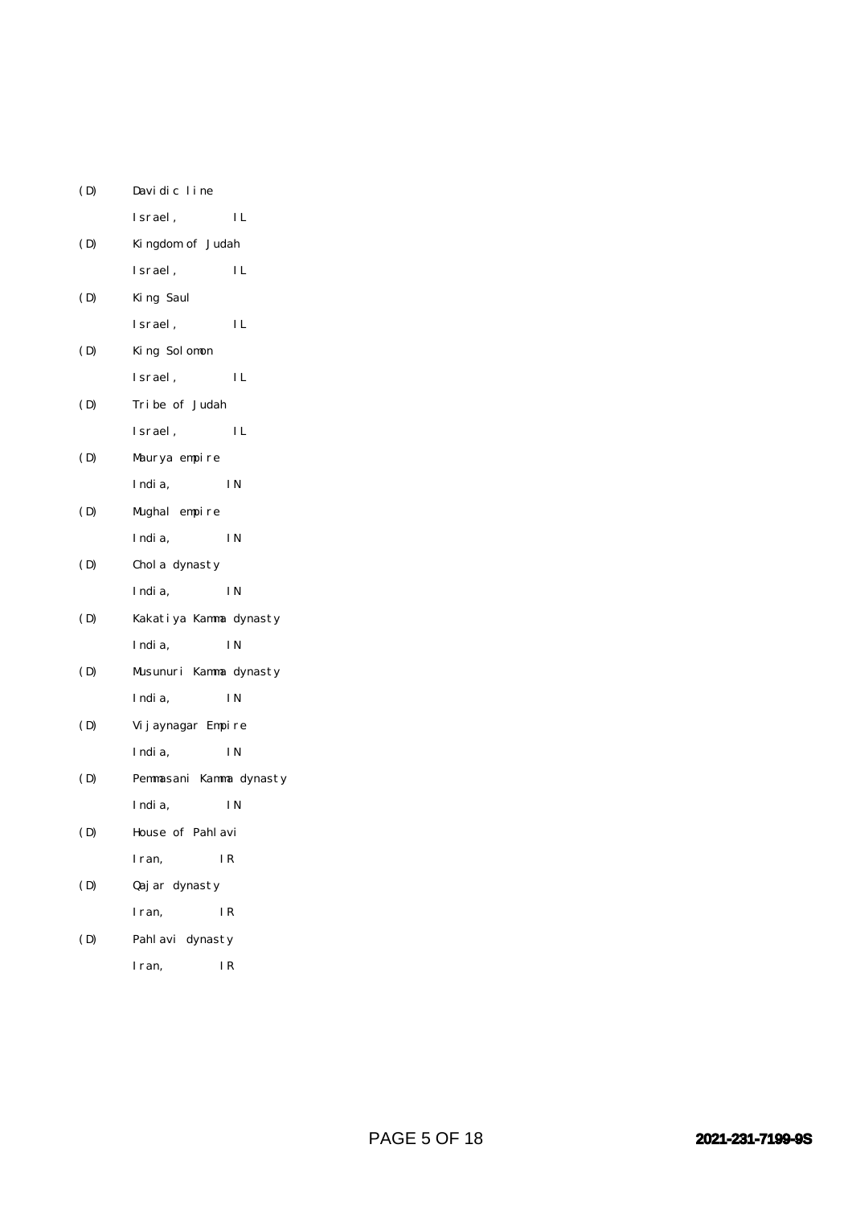(D) Davidic line

Israel, IL

(D) Kingdom of Judah

Israel, IL

(D) King Saul

Israel, IL

(D) King Solomon

Israel, IL

(D) Tribe of Judah

Israel, IL

(D) Maurya empire

India, IN

(D) Mughal empire

India, IN

(D) Chola dynasty

India, IN

(D) Kakatiya Kamma dynasty

India, IN

(D) Musunuri Kamma dynasty

India, IN

(D) Vijaynagar Empire

India, IN

(D) Pemmasani Kamma dynasty

India, IN

(D) House of Pahlavi

Iran, IR

(D) Qajar dynasty

Iran, IR

(D) Pahlavi dynasty

Iran, IR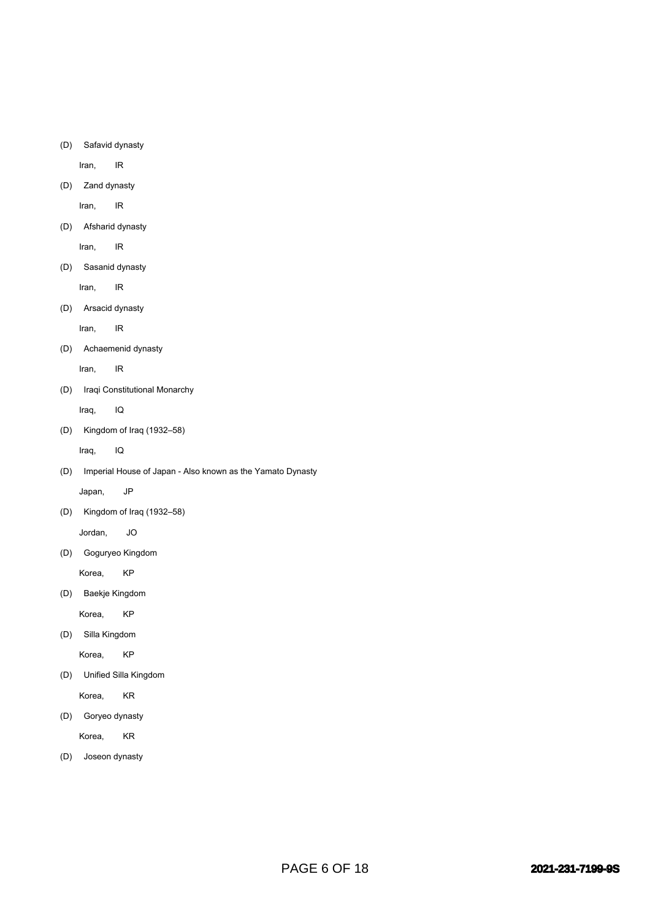(D) Safavid dynasty

Iran, IR

(D) Zand dynasty

Iran, IR

(D) Afsharid dynasty

Iran, IR

(D) Sasanid dynasty

Iran, IR

(D) Arsacid dynasty

Iran, IR

(D) Achaemenid dynasty

Iran, IR

(D) Iraqi Constitutional Monarchy

Iraq, IQ

(D) Kingdom of Iraq (1932–58)

Iraq, IQ

(D) Imperial House of Japan - Also known as the Yamato Dynasty

Japan, JP

(D) Kingdom of Iraq (1932–58)

Jordan, JO

(D) Goguryeo Kingdom

Korea, KP

(D) Baekje Kingdom

Korea, KP

(D) Silla Kingdom

Korea, KP

(D) Unified Silla Kingdom

Korea, KR

(D) Goryeo dynasty

Korea, KR

(D) Joseon dynasty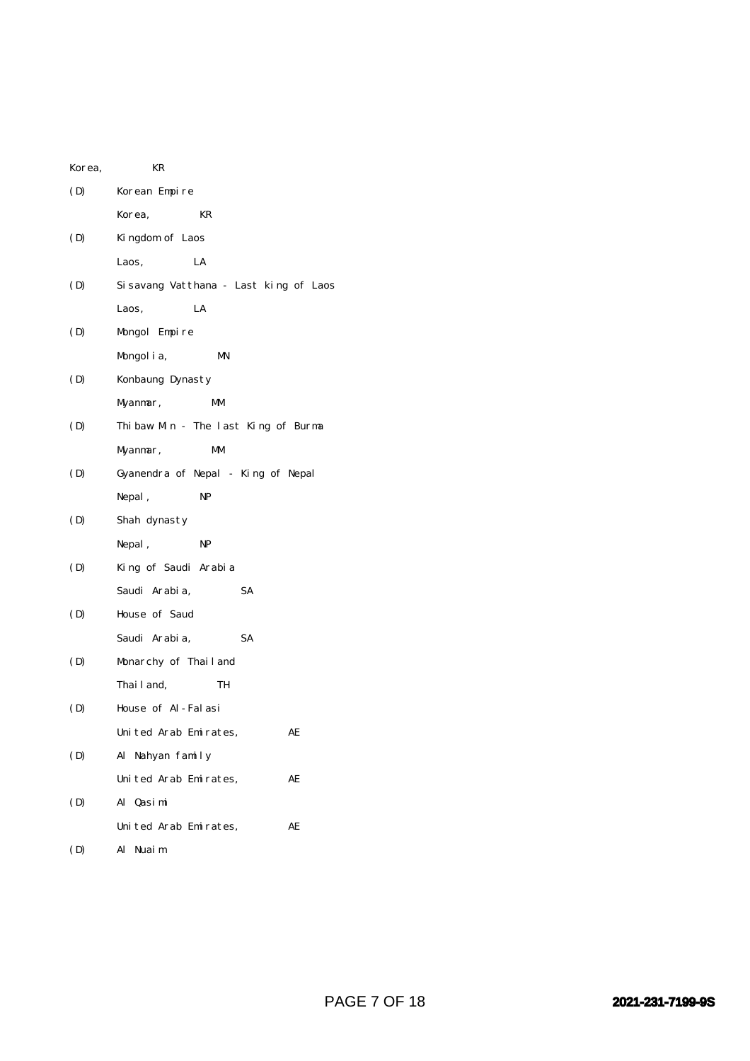Korea, KR

(D) Korean Empire

Korea, KR

(D) Kingdom of Laos

Laos, LA

(D) Sisavang Vatthana - Last king of Laos

Laos, LA

(D) Mongol Empire

Mongolia, MN

(D) Konbaung Dynasty

Myanmar, MM

(D) Thibaw Min - The last King of Burma

Myanmar, MM

(D) Gyanendra of Nepal - King of Nepal

Nepal, NP

(D) Shah dynasty

Nepal, NP

(D) King of Saudi Arabia

Saudi Arabia, SA

(D) House of Saud

Saudi Arabia, SA

(D) Monarchy of Thailand

Thailand, TH

(D) House of Al-Falasi

United Arab Emirates, AE

(D) Al Nahyan family

United Arab Emirates, AE

(D) Al Qasimi

United Arab Emirates, AE

(D) Al Nuaim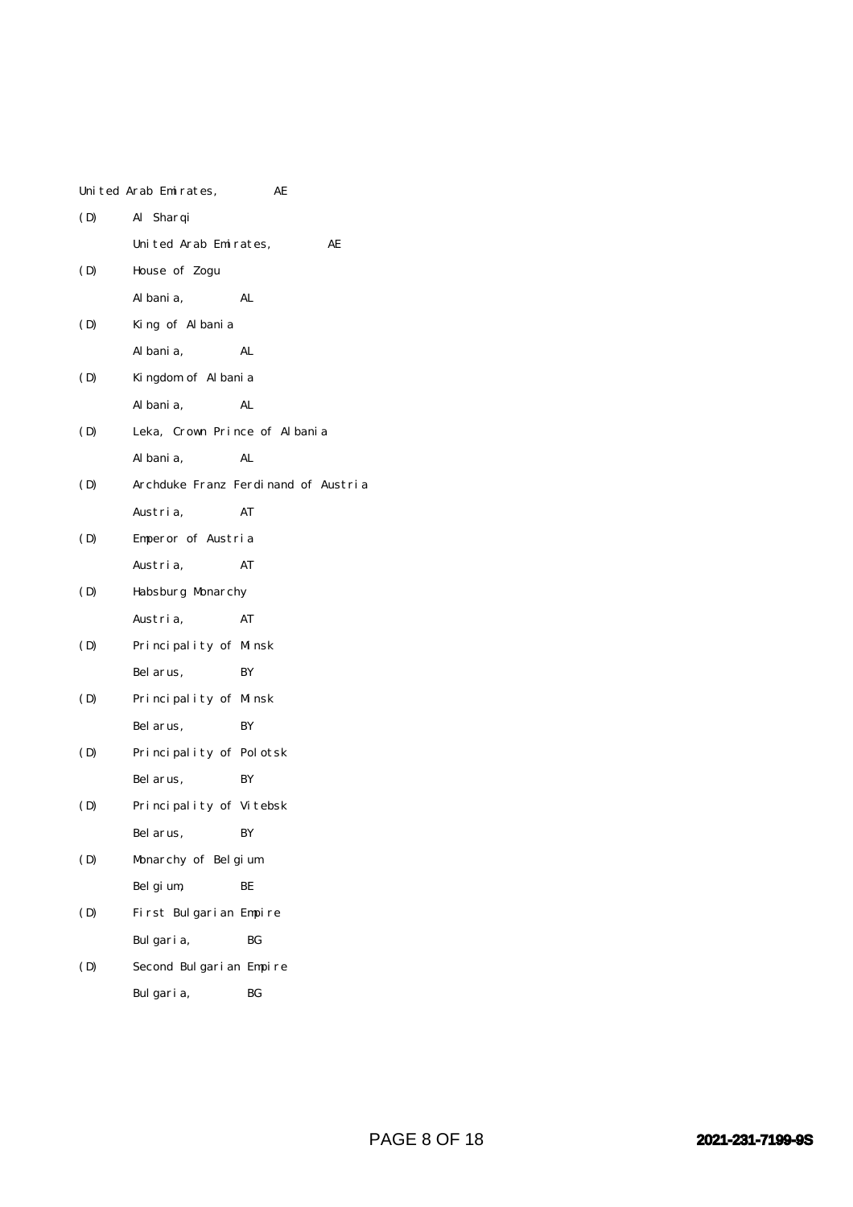United Arab Emirates, AE

(D) Al Sharqi

United Arab Emirates, AE

(D) House of Zogu

Albania, AL

(D) King of Albania

Albania, AL

(D) Kingdom of Albania

Albania, AL

(D) Leka, Crown Prince of Albania

Albania, AL

(D) Archduke Franz Ferdinand of Austria

Austria, AT

(D) Emperor of Austria

Austria, AT

(D) Habsburg Monarchy

Austria, AT

(D) Principality of Minsk

Belarus, BY

(D) Principality of Minsk

Belarus, BY

(D) Principality of Polotsk

Belarus, BY

(D) Principality of Vitebsk

Belarus, BY

(D) Monarchy of Belgium

Belgium, BE

(D) First Bulgarian Empire

Bulgaria, BG

(D) Second Bulgarian Empire

Bulgaria, BG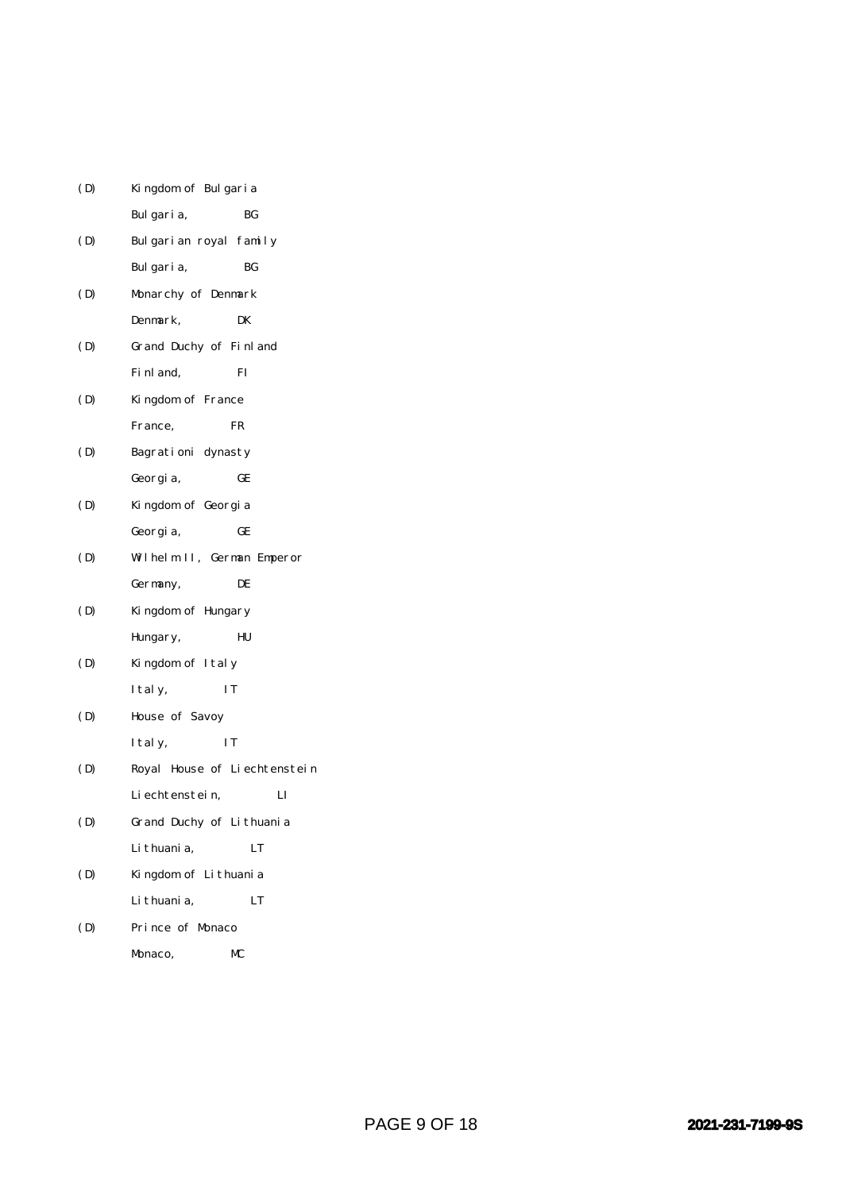(D) Kingdom of Bulgaria
Bulgaria, BG

(D) Bulgarian royal family
Bulgaria, BG

(D) Monarchy of Denmark
Denmark, DK

(D) Grand Duchy of Finland
Finland, FI

(D) Kingdom of France
France, FR

(D) Bagrationi dynasty
Georgia, GE

(D) Kingdom of Georgia
Georgia, GE

(D) Wilhelm II, German Emperor
Germany, DE

(D) Kingdom of Hungary
Hungary, HU

(D) Kingdom of Italy
Italy, IT

(D) House of Savoy
Italy, IT

(D) Royal House of Liechtenstein
Liechtenstein, LI

(D) Grand Duchy of Lithuania
Lithuania, LT

(D) Kingdom of Lithuania
Lithuania, LT

(D) Prince of Monaco
Monaco, MC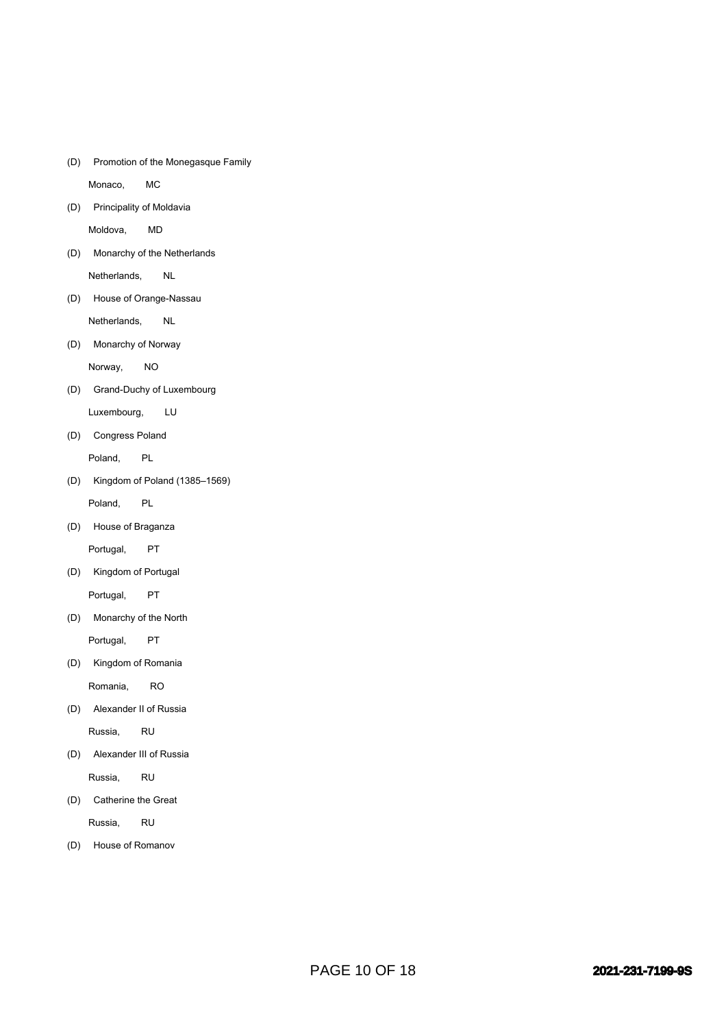(D) Promotion of the Monegasque Family

Monaco, MC

(D) Principality of Moldavia

Moldova, MD

(D) Monarchy of the Netherlands

Netherlands, NL

(D) House of Orange-Nassau

Netherlands, NL

(D) Monarchy of Norway

Norway, NO

(D) Grand-Duchy of Luxembourg

Luxembourg, LU

(D) Congress Poland

Poland, PL

(D) Kingdom of Poland (1385–1569)

Poland, PL

(D) House of Braganza

Portugal, PT

(D) Kingdom of Portugal

Portugal, PT

(D) Monarchy of the North

Portugal, PT

(D) Kingdom of Romania

Romania, RO

(D) Alexander II of Russia

Russia, RU

(D) Alexander III of Russia

Russia, RU

(D) Catherine the Great

Russia, RU

(D) House of Romanov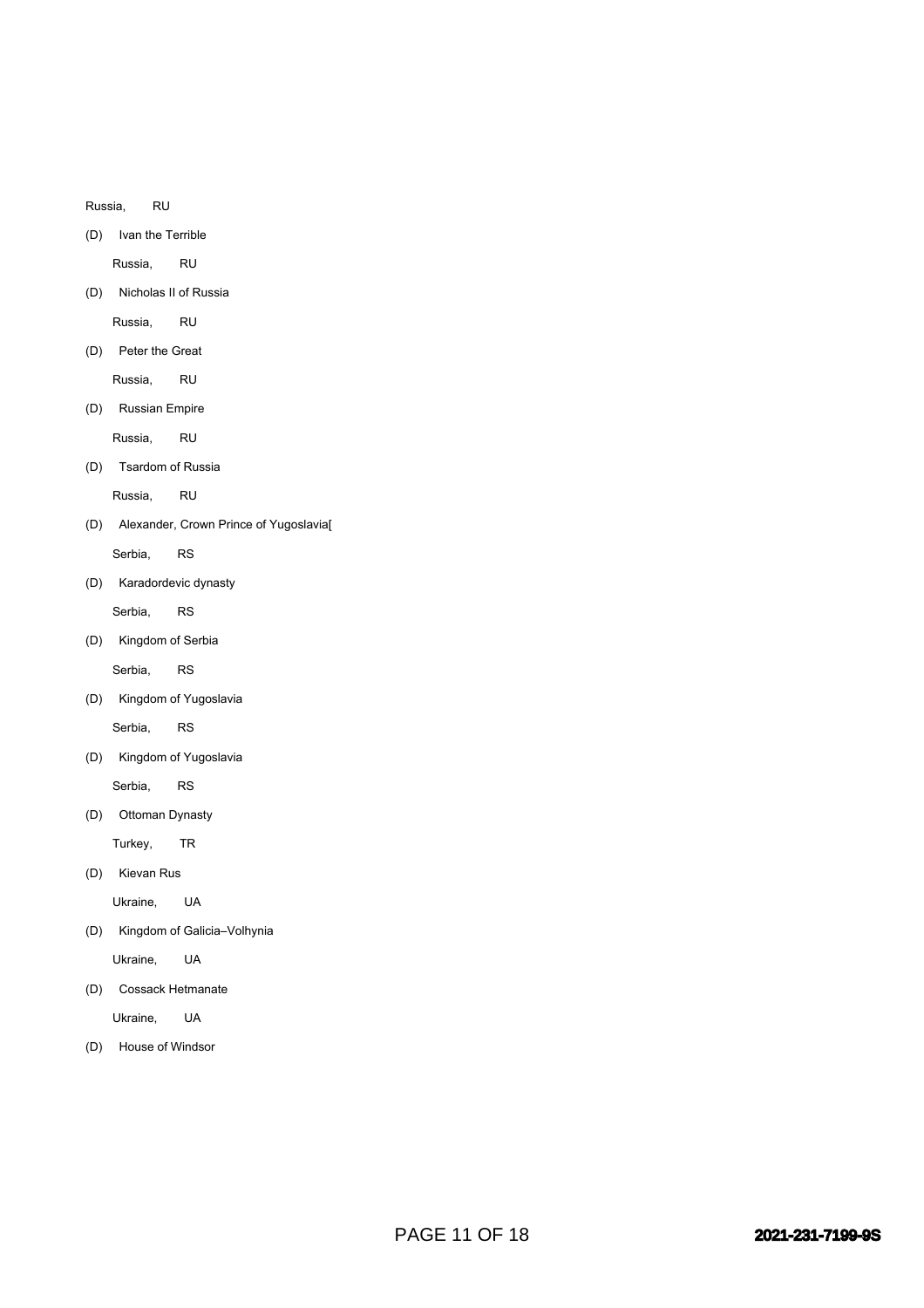Russia, RU

(D) Ivan the Terrible

Russia, RU

(D) Nicholas II of Russia

Russia, RU

(D) Peter the Great

Russia, RU

(D) Russian Empire

Russia, RU

(D) Tsardom of Russia

Russia, RU

(D) Alexander, Crown Prince of Yugoslavia[

Serbia, RS

(D) Karadordevic dynasty

Serbia, RS

(D) Kingdom of Serbia

Serbia, RS

(D) Kingdom of Yugoslavia

Serbia, RS

(D) Kingdom of Yugoslavia

Serbia, RS

(D) Ottoman Dynasty

Turkey, TR

(D) Kievan Rus

Ukraine, UA

(D) Kingdom of Galicia–Volhynia

Ukraine, UA

(D) Cossack Hetmanate

Ukraine, UA

(D) House of Windsor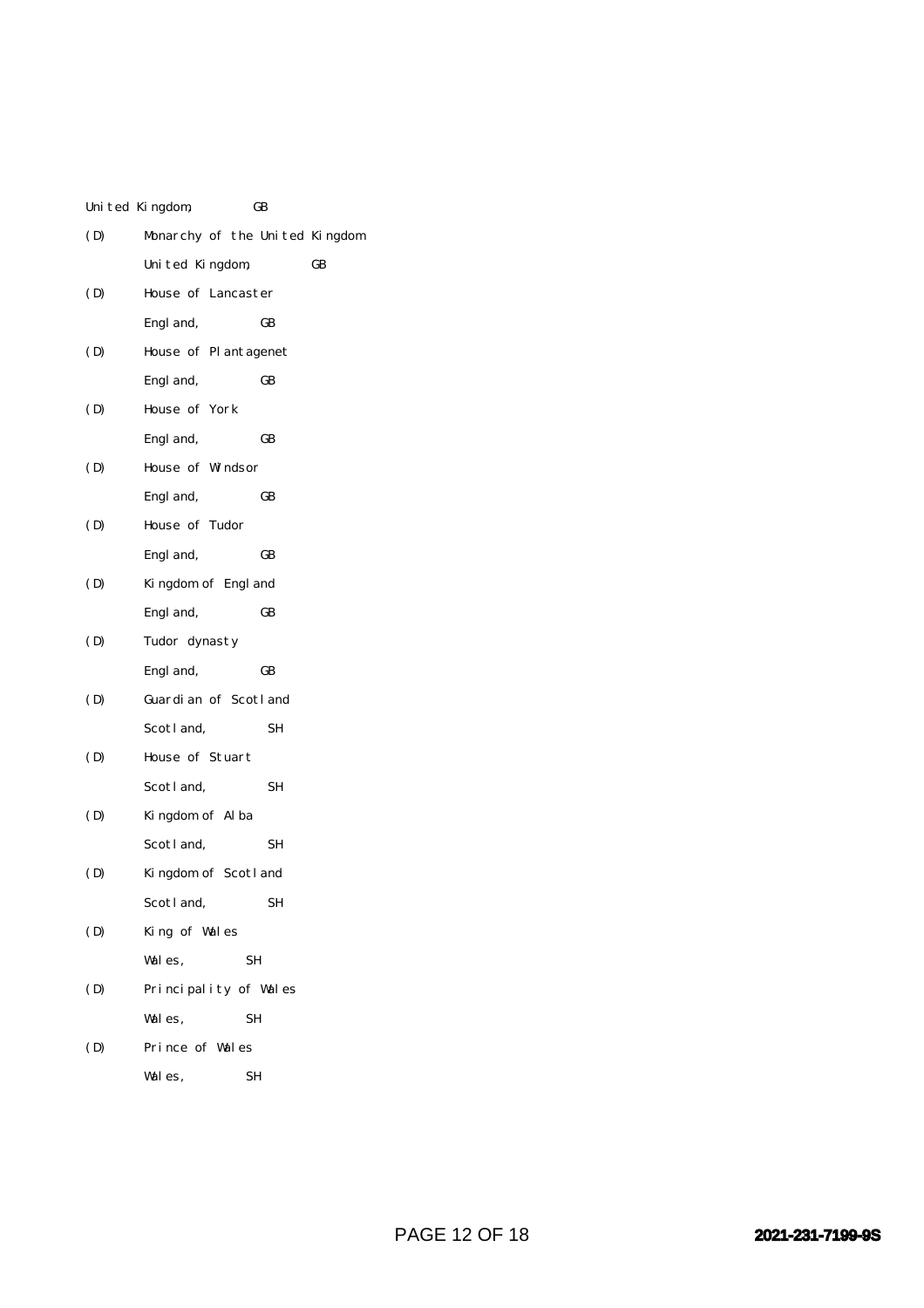United Kingdom, GB

(D) Monarchy of the United Kingdom

United Kingdom, GB

(D) House of Lancaster

England, GB

(D) House of Plantagenet

England, GB

(D) House of York

England, GB

(D) House of Windsor

England, GB

(D) House of Tudor

England, GB

(D) Kingdom of England

England, GB

(D) Tudor dynasty

England, GB

(D) Guardian of Scotland

Scotland, SH

(D) House of Stuart

Scotland, SH

(D) Kingdom of Alba

Scotland, SH

(D) Kingdom of Scotland

Scotland, SH

(D) King of Wales

Wales, SH

(D) Principality of Wales

Wales, SH

(D) Prince of Wales

Wales, SH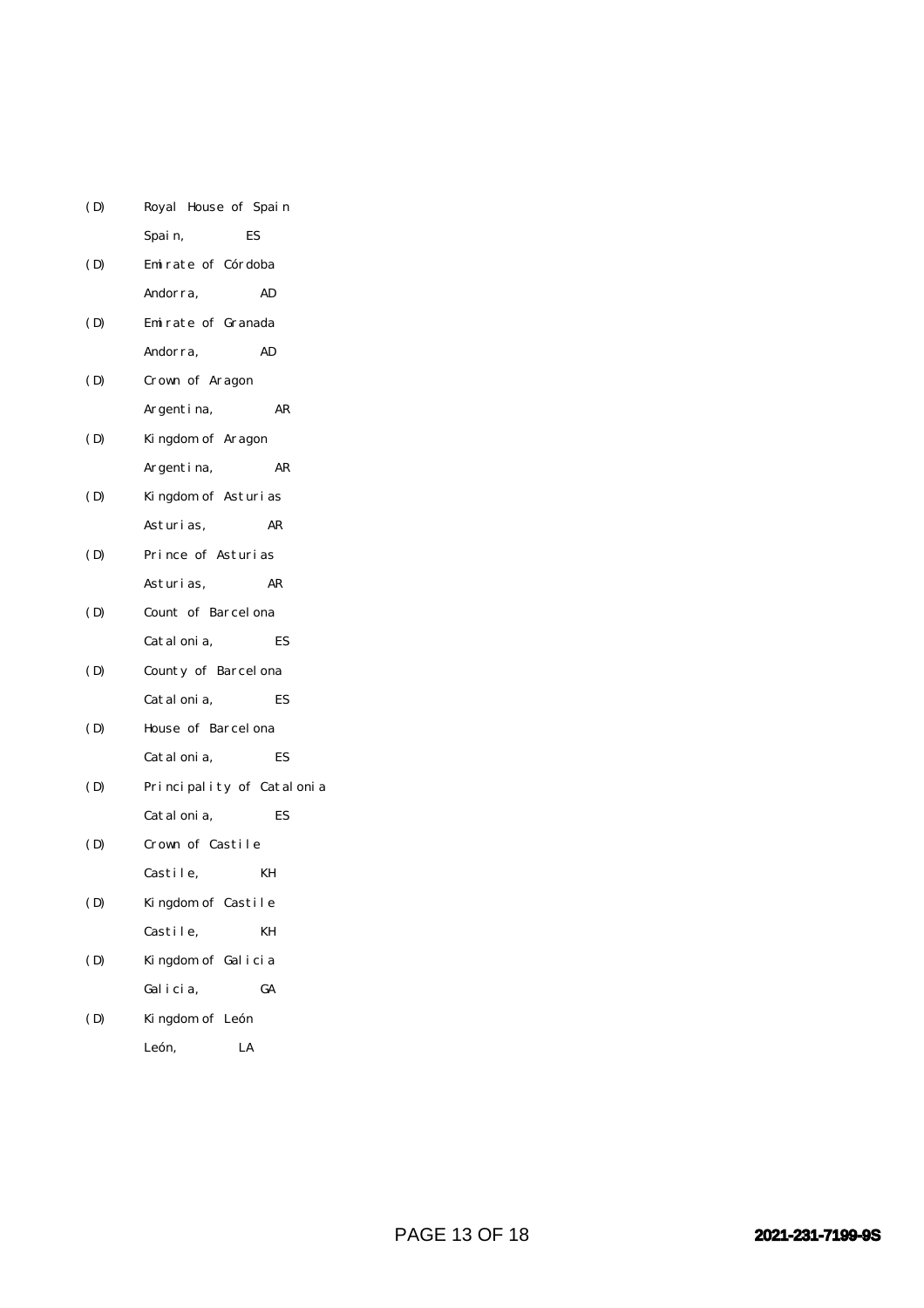(D) Royal House of Spain
Spain, ES

(D) Emirate of Córdoba
Andorra, AD

(D) Emirate of Granada
Andorra, AD

(D) Crown of Aragon
Argentina, AR

(D) Kingdom of Aragon
Argentina, AR

(D) Kingdom of Asturias
Asturias, AR

(D) Prince of Asturias
Asturias, AR

(D) Count of Barcelona
Catalonia, ES

(D) County of Barcelona
Catalonia, ES

(D) House of Barcelona
Catalonia, ES

(D) Principality of Catalonia
Catalonia, ES

(D) Crown of Castile
Castile, KH

(D) Kingdom of Castile
Castile, KH

(D) Kingdom of Galicia
Galicia, GA

(D) Kingdom of León
León, LA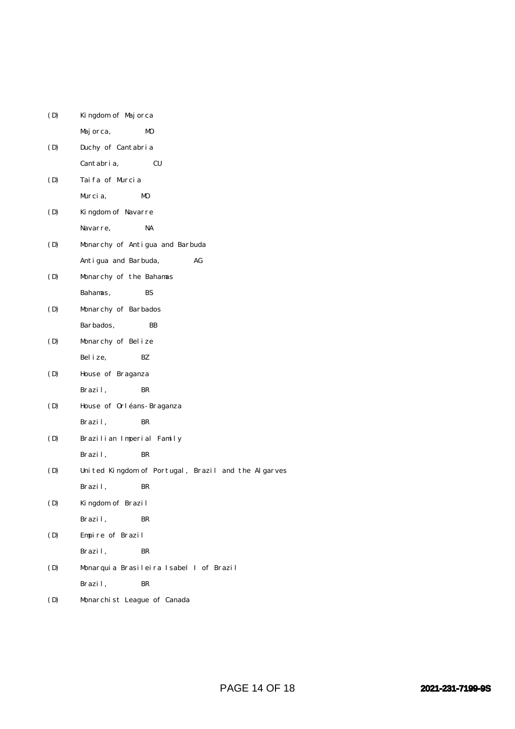(D) Kingdom of Majorca

Majorca, MO

(D) Duchy of Cantabria

Cantabria, CU

(D) Taifa of Murcia

Murcia, MO

(D) Kingdom of Navarre

Navarre, NA

(D) Monarchy of Antigua and Barbuda

Antigua and Barbuda, AG

(D) Monarchy of the Bahamas

Bahamas, BS

(D) Monarchy of Barbados

Barbados, BB

(D) Monarchy of Belize

Belize, BZ

(D) House of Braganza

Brazil, BR

(D) House of Orléans-Braganza

Brazil, BR

(D) Brazilian Imperial Family

Brazil, BR

(D) United Kingdom of Portugal, Brazil and the Algarves

Brazil, BR

(D) Kingdom of Brazil

Brazil, BR

(D) Empire of Brazil

Brazil, BR

(D) Monarquia Brasileira Isabel I of Brazil

Brazil, BR

(D) Monarchist League of Canada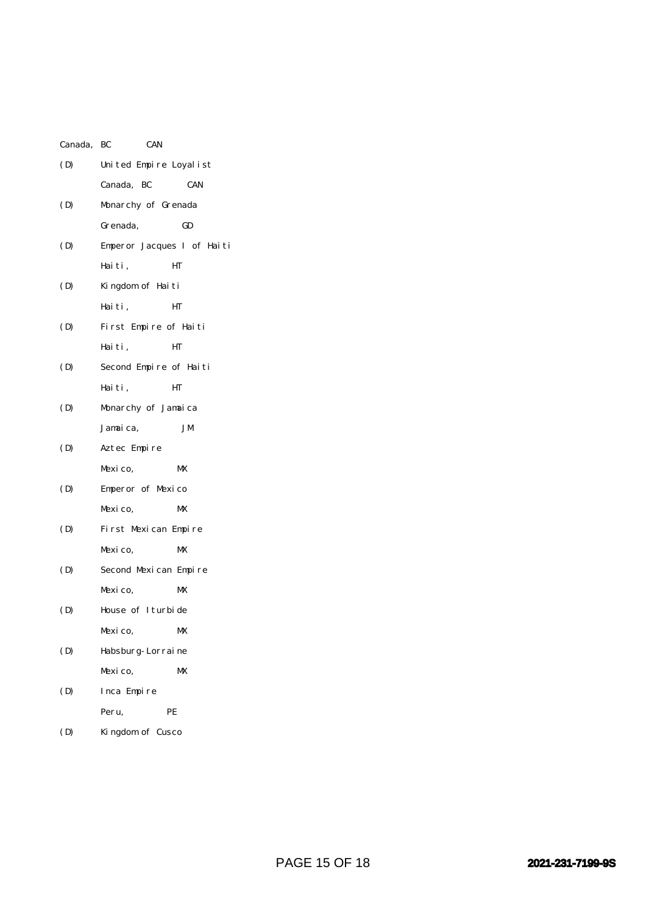Canada, BC CAN

(D) United Empire Loyalist

Canada, BC CAN

(D) Monarchy of Grenada

Grenada, GD

(D) Emperor Jacques I of Haiti

Haiti, HT

(D) Kingdom of Haiti

Haiti, HT

(D) First Empire of Haiti

Haiti, HT

(D) Second Empire of Haiti

Haiti, HT

(D) Monarchy of Jamaica

Jamaica, JM

(D) Aztec Empire

Mexico, MX

(D) Emperor of Mexico

Mexico, MX

(D) First Mexican Empire

Mexico, MX

(D) Second Mexican Empire

Mexico, MX

(D) House of Iturbide

Mexico, MX

(D) Habsburg-Lorraine

Mexico, MX

(D) Inca Empire

Peru, PE

(D) Kingdom of Cusco

2021-231-7199-9S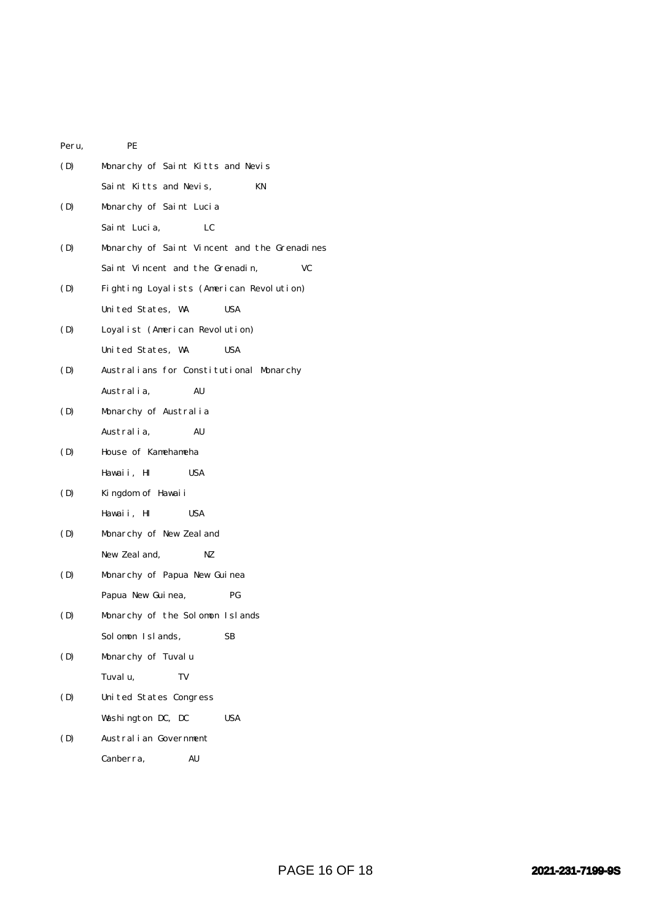Peru, PE

(D) Monarchy of Saint Kitts and Nevis
Saint Kitts and Nevis, KN

(D) Monarchy of Saint Lucia
Saint Lucia, LC

(D) Monarchy of Saint Vincent and the Grenadines
Saint Vincent and the Grenadin, VC

(D) Fighting Loyalists (American Revolution)
United States, WA USA

(D) Loyalist (American Revolution)
United States, WA USA

(D) Australians for Constitutional Monarchy
Australia, AU

(D) Monarchy of Australia
Australia, AU

(D) House of Kamehameha
Hawaii, HI USA

(D) Kingdom of Hawaii
Hawaii, HI USA

(D) Monarchy of New Zealand
New Zealand, NZ

(D) Monarchy of Papua New Guinea
Papua New Guinea, PG

(D) Monarchy of the Solomon Islands
Solomon Islands, SB

(D) Monarchy of Tuvalu
Tuvalu, TV

(D) United States Congress
Washington DC, DC USA

(D) Australian Government
Canberra, AU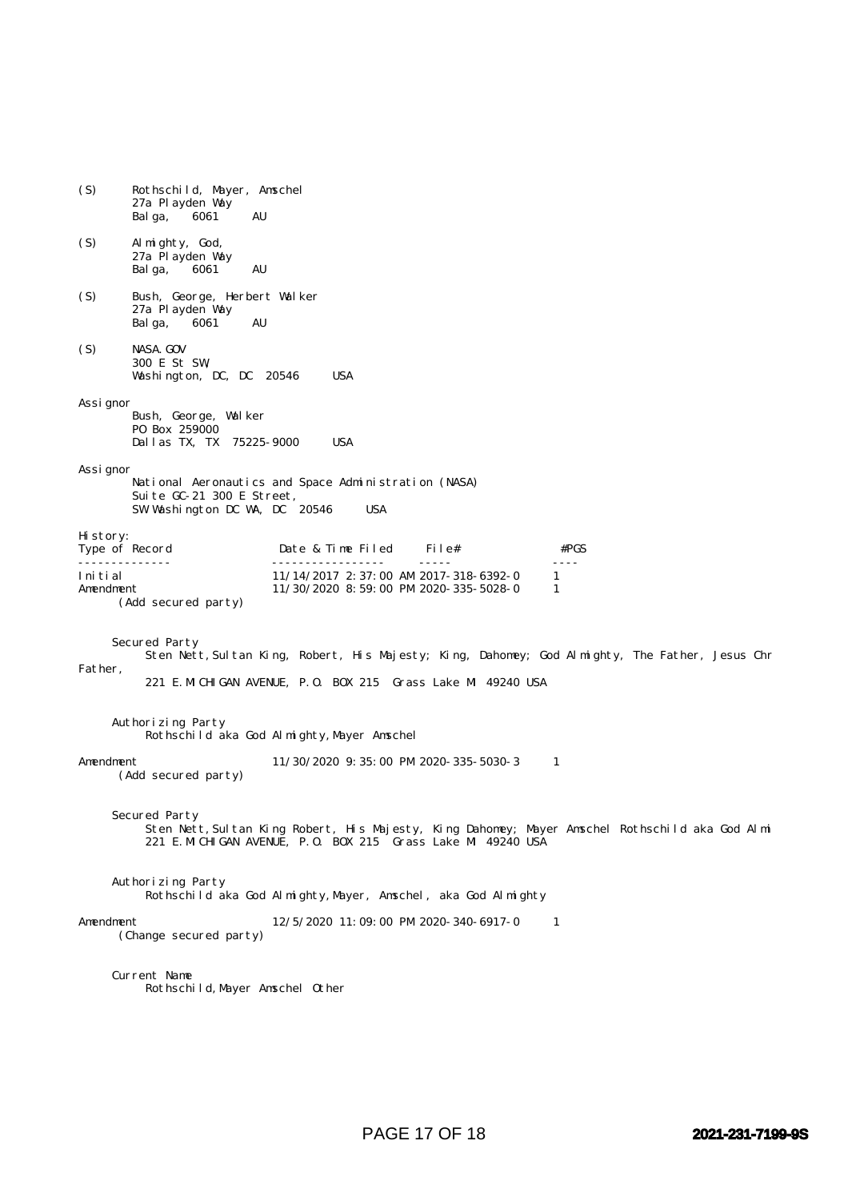(S) Rothschild, Mayer, Amschel
27a Playden Way
Balga, 6061 AU

(S) Almighty, God,
27a Playden Way
Balga, 6061 AU

(S) Bush, George, Herbert Walker
27a Playden Way
Balga, 6061 AU

(S) NASA.GOV
300 E St SW,
Washington, DC, DC 20546 USA

Assignor
Bush, George, Walker
PO Box 259000
Dallas TX, TX 75225-9000 USA

Assignor
National Aeronautics and Space Administration (NASA)
Suite GC-21 300 E Street,
SW Washington DC WA, DC 20546 USA

History:

| Type of Record | Date & Time Filed | File# | #PGS |
|---|---|---|---|
| Initial | 11/14/2017 2:37:00 AM | 2017-318-6392-0 | 1 |
| Amendment (Add secured party) | 11/30/2020 8:59:00 PM | 2020-335-5028-0 | 1 |

Secured Party
Sten Nett,Sultan King, Robert, His Majesty; King, Dahomey; God Almighty, The Father, Jesus Chr
Father,
221 E.MICHIGAN AVENUE, P.O. BOX 215 Grass Lake MI 49240 USA

Authorizing Party
Rothschild aka God Almighty,Mayer Amschel

| Type of Record | Date & Time Filed | File# | #PGS |
|---|---|---|---|
| Amendment (Add secured party) | 11/30/2020 9:35:00 PM | 2020-335-5030-3 | 1 |

Secured Party
Sten Nett,Sultan King Robert, His Majesty, King Dahomey; Mayer Amschel Rothschild aka God Almi
221 E.MICHIGAN AVENUE, P.O. BOX 215 Grass Lake MI 49240 USA

Authorizing Party
Rothschild aka God Almighty,Mayer, Amschel, aka God Almighty

| Type of Record | Date & Time Filed | File# | #PGS |
|---|---|---|---|
| Amendment (Change secured party) | 12/5/2020 11:09:00 PM | 2020-340-6917-0 | 1 |

Current Name
Rothschild,Mayer Amschel Other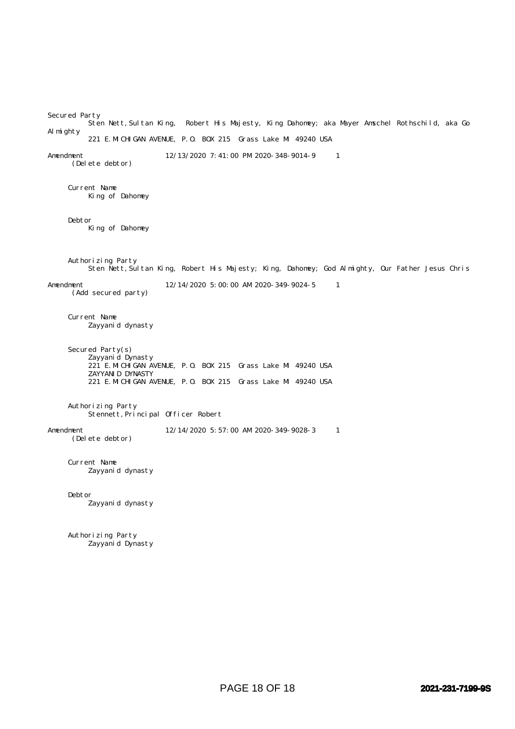Secured Party
Sten Nett, Sultan King, Robert His Majesty, King Dahomey; aka Mayer Amschel Rothschild, aka Go Almighty
221 E. MICHIGAN AVENUE, P.O. BOX 215 Grass Lake MI 49240 USA

Amendment 12/13/2020 7:41:00 PM 2020-348-9014-9 1
(Delete debtor)

Current Name
King of Dahomey

Debtor
King of Dahomey

Authorizing Party
Sten Nett, Sultan King, Robert His Majesty; King, Dahomey; God Almighty, Our Father Jesus Chris

Amendment 12/14/2020 5:00:00 AM 2020-349-9024-5 1
(Add secured party)

Current Name
Zayyanid dynasty

Secured Party(s)
Zayyanid Dynasty
221 E. MICHIGAN AVENUE, P.O. BOX 215 Grass Lake MI 49240 USA
ZAYYANID DYNASTY
221 E. MICHIGAN AVENUE, P.O. BOX 215 Grass Lake MI 49240 USA

Authorizing Party
Stennett, Principal Officer Robert

Amendment 12/14/2020 5:57:00 AM 2020-349-9028-3 1
(Delete debtor)

Current Name
Zayyanid dynasty

Debtor
Zayyanid dynasty

Authorizing Party
Zayyanid Dynasty

**2021-231-7199-9S**